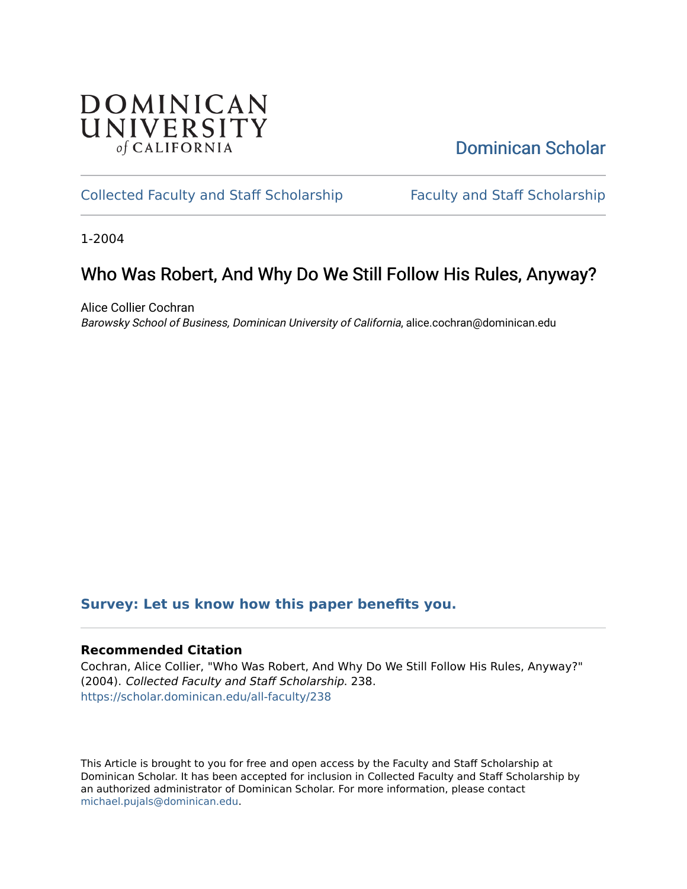DOMINICAN UNIVERSITY *of* CALIFORNIA

Dominican Scholar

Collected Faculty and Staff Scholarship | Faculty and Staff Scholarship

1-2004

# Who Was Robert, And Why Do We Still Follow His Rules, Anyway?

Alice Collier Cochran
*Barowsky School of Business, Dominican University of California*, alice.cochran@dominican.edu

**Survey: Let us know how this paper benefits you.**

### Recommended Citation

Cochran, Alice Collier, "Who Was Robert, And Why Do We Still Follow His Rules, Anyway?" (2004). *Collected Faculty and Staff Scholarship*. 238.
https://scholar.dominican.edu/all-faculty/238

This Article is brought to you for free and open access by the Faculty and Staff Scholarship at Dominican Scholar. It has been accepted for inclusion in Collected Faculty and Staff Scholarship by an authorized administrator of Dominican Scholar. For more information, please contact michael.pujals@dominican.edu.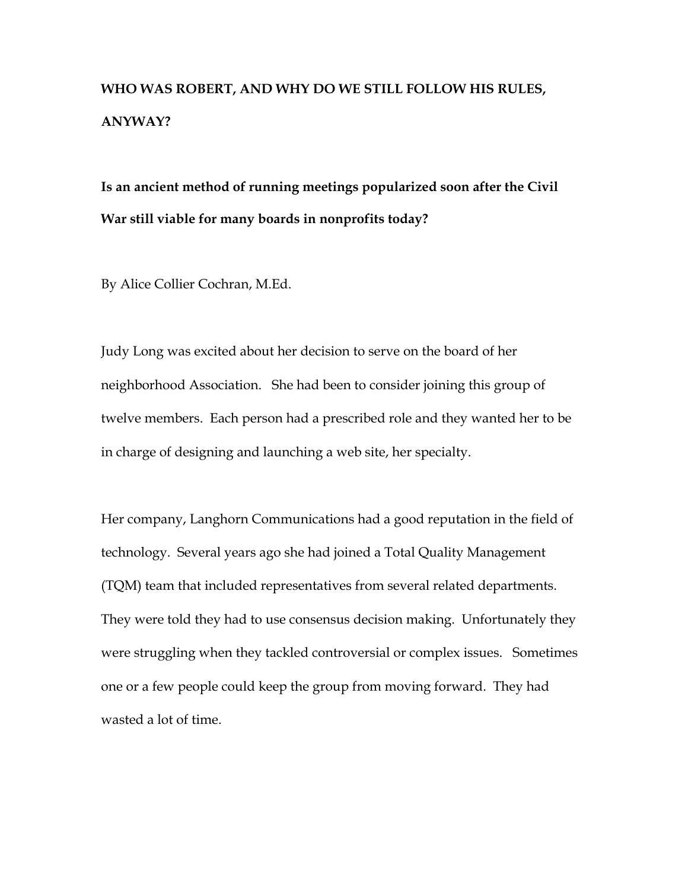**WHO WAS ROBERT, AND WHY DO WE STILL FOLLOW HIS RULES, ANYWAY?**

**Is an ancient method of running meetings popularized soon after the Civil War still viable for many boards in nonprofits today?**

By Alice Collier Cochran, M.Ed.

Judy Long was excited about her decision to serve on the board of her neighborhood Association. She had been to consider joining this group of twelve members. Each person had a prescribed role and they wanted her to be in charge of designing and launching a web site, her specialty.

Her company, Langhorn Communications had a good reputation in the field of technology. Several years ago she had joined a Total Quality Management (TQM) team that included representatives from several related departments. They were told they had to use consensus decision making. Unfortunately they were struggling when they tackled controversial or complex issues. Sometimes one or a few people could keep the group from moving forward. They had wasted a lot of time.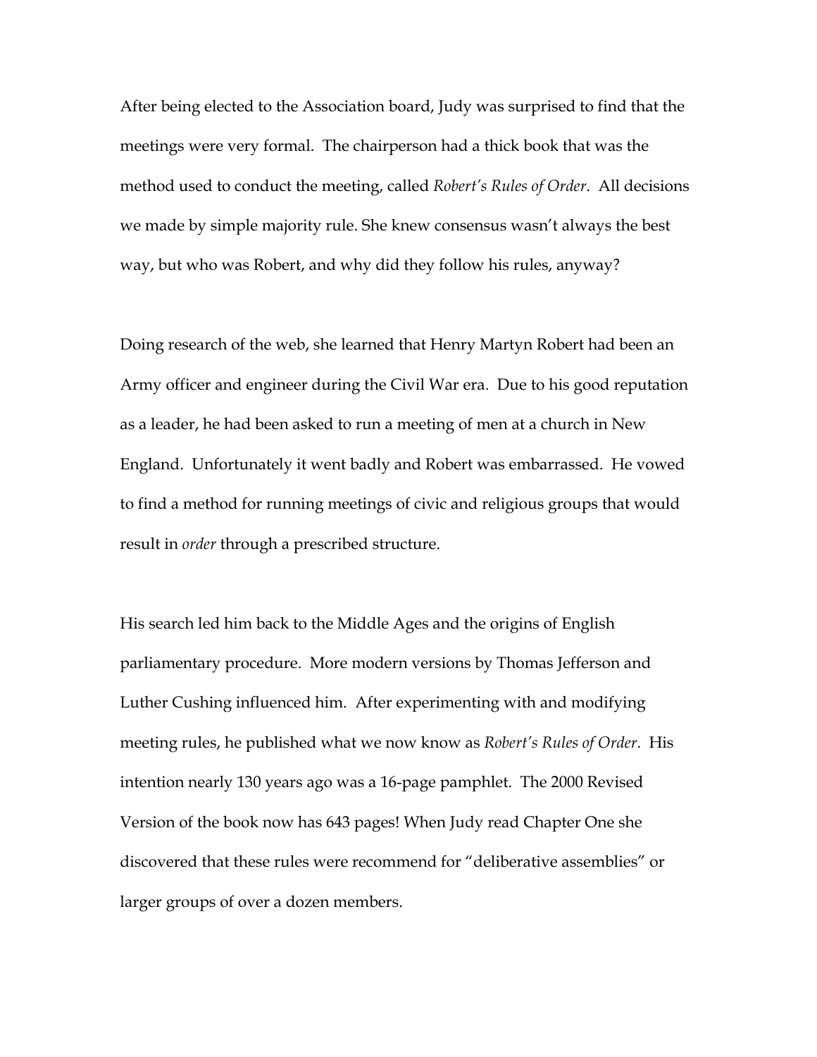After being elected to the Association board, Judy was surprised to find that the meetings were very formal. The chairperson had a thick book that was the method used to conduct the meeting, called *Robert's Rules of Order*. All decisions we made by simple majority rule. She knew consensus wasn't always the best way, but who was Robert, and why did they follow his rules, anyway?

Doing research of the web, she learned that Henry Martyn Robert had been an Army officer and engineer during the Civil War era. Due to his good reputation as a leader, he had been asked to run a meeting of men at a church in New England. Unfortunately it went badly and Robert was embarrassed. He vowed to find a method for running meetings of civic and religious groups that would result in *order* through a prescribed structure.

His search led him back to the Middle Ages and the origins of English parliamentary procedure. More modern versions by Thomas Jefferson and Luther Cushing influenced him. After experimenting with and modifying meeting rules, he published what we now know as *Robert's Rules of Order*. His intention nearly 130 years ago was a 16-page pamphlet. The 2000 Revised Version of the book now has 643 pages! When Judy read Chapter One she discovered that these rules were recommend for "deliberative assemblies" or larger groups of over a dozen members.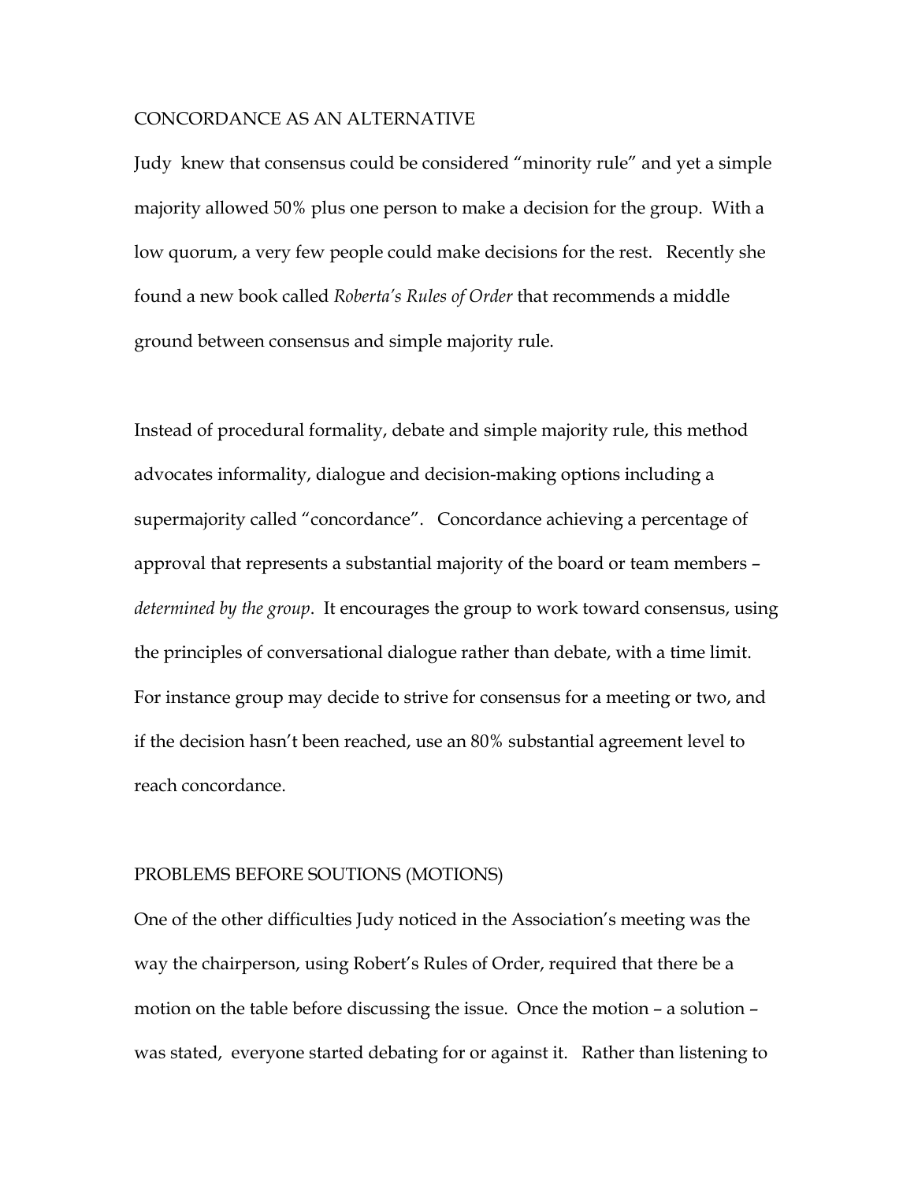## CONCORDANCE AS AN ALTERNATIVE

Judy knew that consensus could be considered "minority rule" and yet a simple majority allowed 50% plus one person to make a decision for the group. With a low quorum, a very few people could make decisions for the rest. Recently she found a new book called *Roberta's Rules of Order* that recommends a middle ground between consensus and simple majority rule.

Instead of procedural formality, debate and simple majority rule, this method advocates informality, dialogue and decision-making options including a supermajority called "concordance". Concordance achieving a percentage of approval that represents a substantial majority of the board or team members – *determined by the group*. It encourages the group to work toward consensus, using the principles of conversational dialogue rather than debate, with a time limit. For instance group may decide to strive for consensus for a meeting or two, and if the decision hasn't been reached, use an 80% substantial agreement level to reach concordance.

## PROBLEMS BEFORE SOUTIONS (MOTIONS)

One of the other difficulties Judy noticed in the Association's meeting was the way the chairperson, using Robert's Rules of Order, required that there be a motion on the table before discussing the issue. Once the motion – a solution – was stated, everyone started debating for or against it. Rather than listening to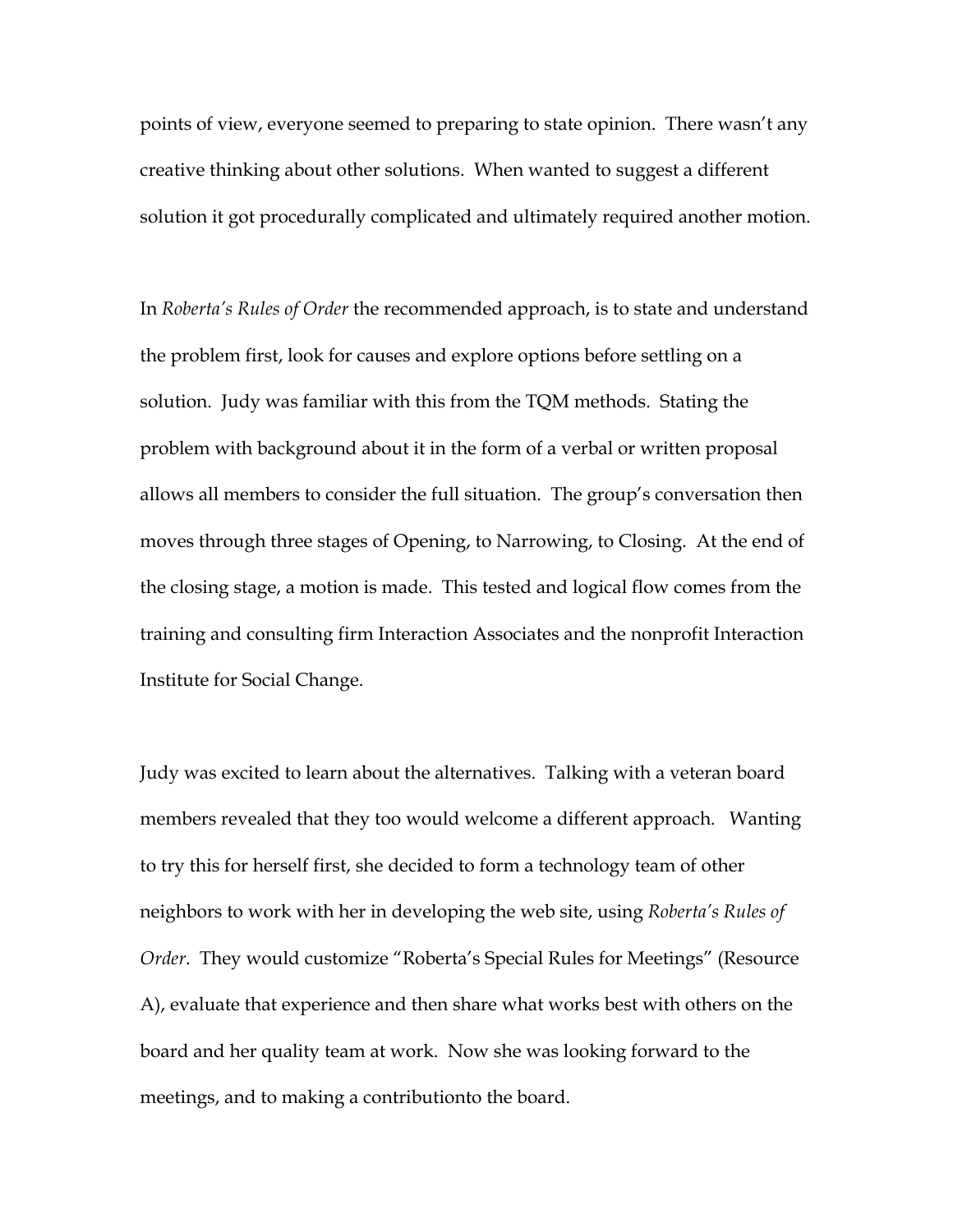points of view, everyone seemed to preparing to state opinion. There wasn't any creative thinking about other solutions. When wanted to suggest a different solution it got procedurally complicated and ultimately required another motion.

In *Roberta's Rules of Order* the recommended approach, is to state and understand the problem first, look for causes and explore options before settling on a solution. Judy was familiar with this from the TQM methods. Stating the problem with background about it in the form of a verbal or written proposal allows all members to consider the full situation. The group's conversation then moves through three stages of Opening, to Narrowing, to Closing. At the end of the closing stage, a motion is made. This tested and logical flow comes from the training and consulting firm Interaction Associates and the nonprofit Interaction Institute for Social Change.

Judy was excited to learn about the alternatives. Talking with a veteran board members revealed that they too would welcome a different approach. Wanting to try this for herself first, she decided to form a technology team of other neighbors to work with her in developing the web site, using *Roberta's Rules of Order*. They would customize "Roberta's Special Rules for Meetings" (Resource A), evaluate that experience and then share what works best with others on the board and her quality team at work. Now she was looking forward to the meetings, and to making a contributionto the board.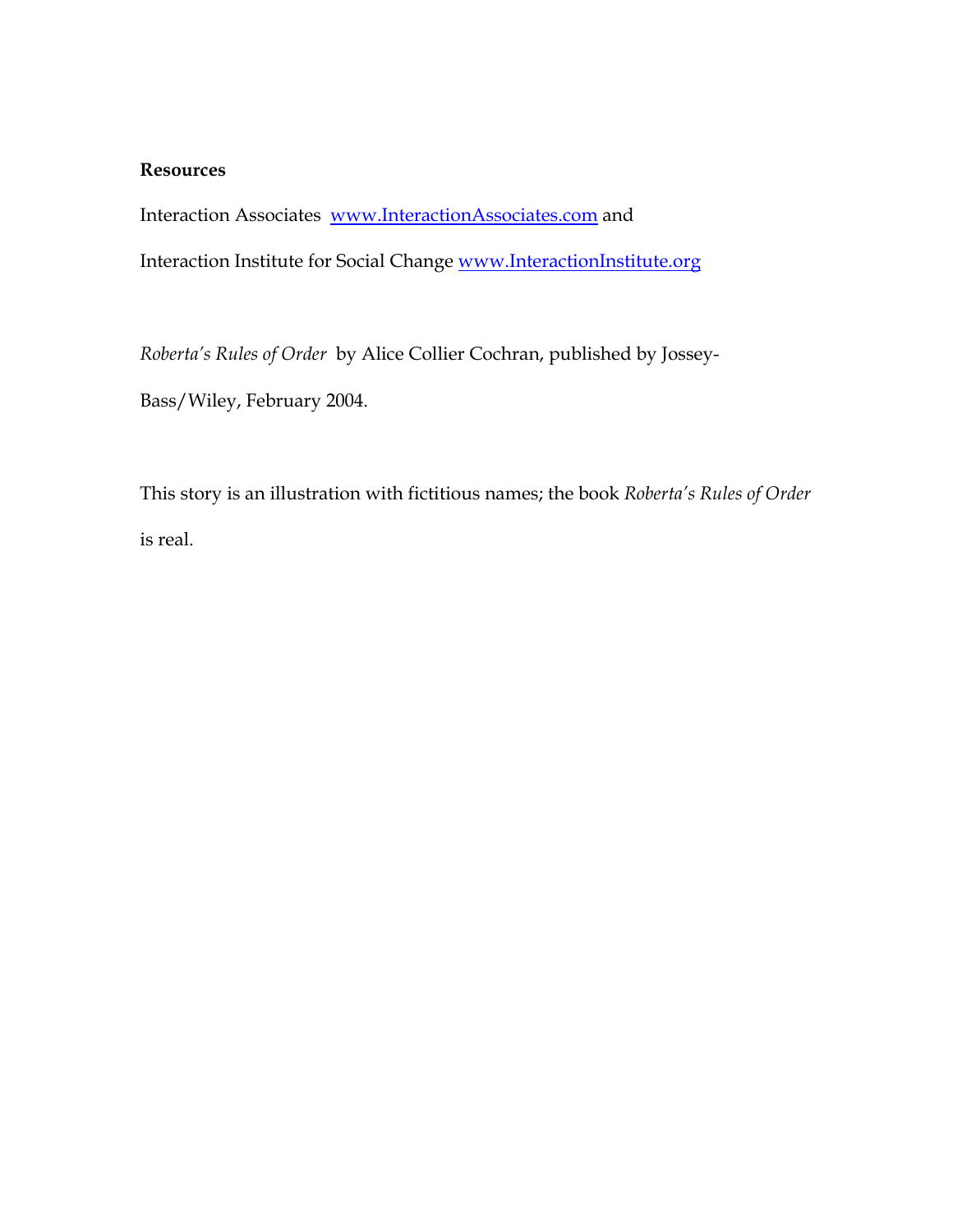**Resources**

Interaction Associates [www.InteractionAssociates.com](http://www.InteractionAssociates.com) and

Interaction Institute for Social Change [www.InteractionInstitute.org](http://www.InteractionInstitute.org)

*Roberta's Rules of Order* by Alice Collier Cochran, published by Jossey-Bass/Wiley, February 2004.

This story is an illustration with fictitious names; the book *Roberta's Rules of Order* is real.